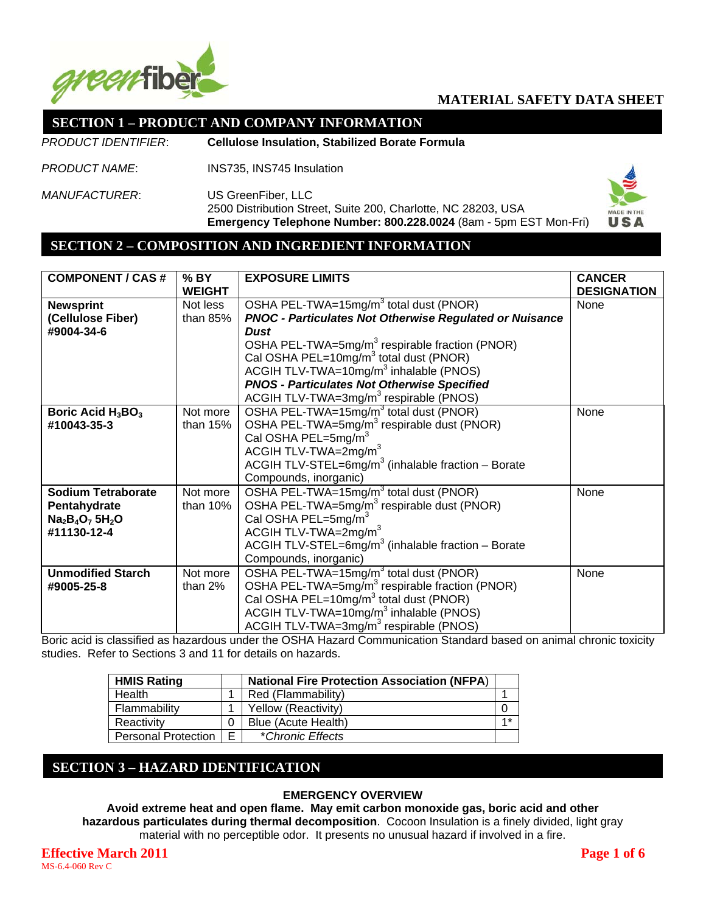# MATERIAL SAFETY DATA SHEET

## SECTION 1 – PRODUCT AND COMPANY INFORMATION

*PRODUCT IDENTIFIER*: **Cellulose Insulation, Stabilized Borate Formula**

*PRODUCT NAME*: INS735, INS745 Insulation

*MANUFACTURER*: US GreenFiber, LLC
2500 Distribution Street, Suite 200, Charlotte, NC 28203, USA
**Emergency Telephone Number: 800.228.0024** (8am - 5pm EST Mon-Fri)

## SECTION 2 – COMPOSITION AND INGREDIENT INFORMATION

| COMPONENT / CAS # | % BY WEIGHT | EXPOSURE LIMITS | CANCER DESIGNATION |
|---|---|---|---|
| **Newsprint (Cellulose Fiber) #9004-34-6** | Not less than 85% | OSHA PEL-TWA=15mg/m$^3$ total dust (PNOR)<br>***PNOC - Particulates Not Otherwise Regulated or Nuisance Dust***<br>OSHA PEL-TWA=5mg/m$^3$ respirable fraction (PNOR)<br>Cal OSHA PEL=10mg/m$^3$ total dust (PNOR)<br>ACGIH TLV-TWA=10mg/m$^3$ inhalable (PNOS)<br>***PNOS - Particulates Not Otherwise Specified***<br>ACGIH TLV-TWA=3mg/m$^3$ respirable (PNOS) | None |
| **Boric Acid $H_3BO_3$ #10043-35-3** | Not more than 15% | OSHA PEL-TWA=15mg/m$^3$ total dust (PNOR)<br>OSHA PEL-TWA=5mg/m$^3$ respirable dust (PNOR)<br>Cal OSHA PEL=5mg/m$^3$<br>ACGIH TLV-TWA=2mg/m$^3$<br>ACGIH TLV-STEL=6mg/m$^3$ (inhalable fraction – Borate Compounds, inorganic) | None |
| **Sodium Tetraborate Pentahydrate $Na_2B_4O_7$ $5H_2O$ #11130-12-4** | Not more than 10% | OSHA PEL-TWA=15mg/m$^3$ total dust (PNOR)<br>OSHA PEL-TWA=5mg/m$^3$ respirable dust (PNOR)<br>Cal OSHA PEL=5mg/m$^3$<br>ACGIH TLV-TWA=2mg/m$^3$<br>ACGIH TLV-STEL=6mg/m$^3$ (inhalable fraction – Borate Compounds, inorganic) | None |
| **Unmodified Starch #9005-25-8** | Not more than 2% | OSHA PEL-TWA=15mg/m$^3$ total dust (PNOR)<br>OSHA PEL-TWA=5mg/m$^3$ respirable fraction (PNOR)<br>Cal OSHA PEL=10mg/m$^3$ total dust (PNOR)<br>ACGIH TLV-TWA=10mg/m$^3$ inhalable (PNOS)<br>ACGIH TLV-TWA=3mg/m$^3$ respirable (PNOS) | None |

Boric acid is classified as hazardous under the OSHA Hazard Communication Standard based on animal chronic toxicity studies. Refer to Sections 3 and 11 for details on hazards.

| HMIS Rating | | National Fire Protection Association (NFPA) | |
|---|---|---|---|
| Health | 1 | Red (Flammability) | 1 |
| Flammability | 1 | Yellow (Reactivity) | 0 |
| Reactivity | 0 | Blue (Acute Health) | 1* |
| Personal Protection | E | *\*Chronic Effects* | |

## SECTION 3 – HAZARD IDENTIFICATION

**EMERGENCY OVERVIEW**

**Avoid extreme heat and open flame. May emit carbon monoxide gas, boric acid and other hazardous particulates during thermal decomposition**. Cocoon Insulation is a finely divided, light gray material with no perceptible odor. It presents no unusual hazard if involved in a fire.

Effective March 2011
MS-6.4-060 Rev C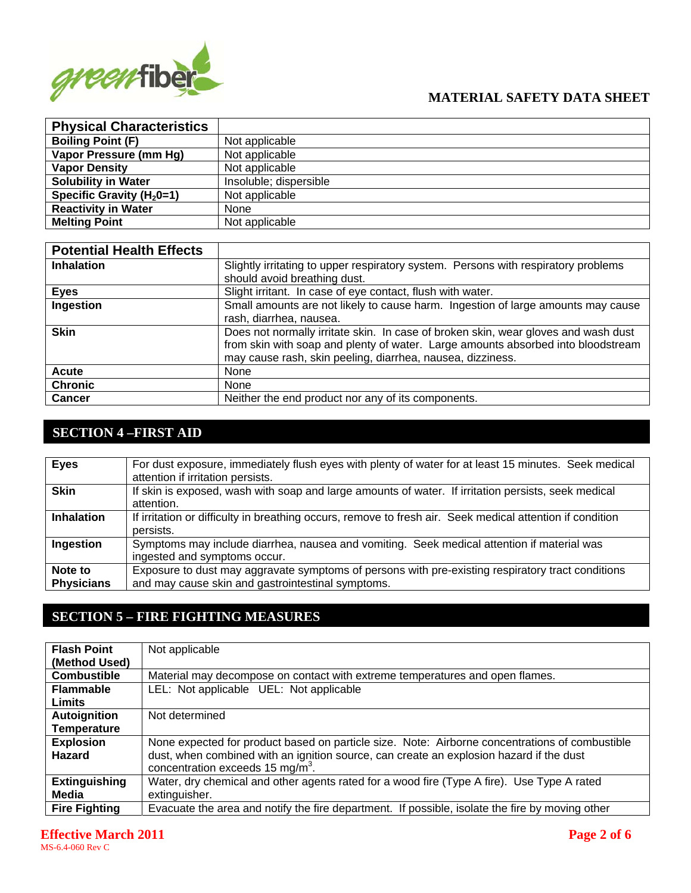| Physical Characteristics | |
|---|---|
| **Boiling Point (F)** | Not applicable |
| **Vapor Pressure (mm Hg)** | Not applicable |
| **Vapor Density** | Not applicable |
| **Solubility in Water** | Insoluble; dispersible |
| **Specific Gravity ($H_20$=1)** | Not applicable |
| **Reactivity in Water** | None |
| **Melting Point** | Not applicable |

| Potential Health Effects | |
|---|---|
| **Inhalation** | Slightly irritating to upper respiratory system. Persons with respiratory problems should avoid breathing dust. |
| **Eyes** | Slight irritant. In case of eye contact, flush with water. |
| **Ingestion** | Small amounts are not likely to cause harm. Ingestion of large amounts may cause rash, diarrhea, nausea. |
| **Skin** | Does not normally irritate skin. In case of broken skin, wear gloves and wash dust from skin with soap and plenty of water. Large amounts absorbed into bloodstream may cause rash, skin peeling, diarrhea, nausea, dizziness. |
| **Acute** | None |
| **Chronic** | None |
| **Cancer** | Neither the end product nor any of its components. |

## SECTION 4 –FIRST AID

| | |
|---|---|
| **Eyes** | For dust exposure, immediately flush eyes with plenty of water for at least 15 minutes. Seek medical attention if irritation persists. |
| **Skin** | If skin is exposed, wash with soap and large amounts of water. If irritation persists, seek medical attention. |
| **Inhalation** | If irritation or difficulty in breathing occurs, remove to fresh air. Seek medical attention if condition persists. |
| **Ingestion** | Symptoms may include diarrhea, nausea and vomiting. Seek medical attention if material was ingested and symptoms occur. |
| **Note to Physicians** | Exposure to dust may aggravate symptoms of persons with pre-existing respiratory tract conditions and may cause skin and gastrointestinal symptoms. |

## SECTION 5 – FIRE FIGHTING MEASURES

| | |
|---|---|
| **Flash Point (Method Used)** | Not applicable |
| **Combustible** | Material may decompose on contact with extreme temperatures and open flames. |
| **Flammable Limits** | LEL: Not applicable UEL: Not applicable |
| **Autoignition Temperature** | Not determined |
| **Explosion Hazard** | None expected for product based on particle size. Note: Airborne concentrations of combustible dust, when combined with an ignition source, can create an explosion hazard if the dust concentration exceeds 15 $mg/m^3$. |
| **Extinguishing Media** | Water, dry chemical and other agents rated for a wood fire (Type A fire). Use Type A rated extinguisher. |
| **Fire Fighting** | Evacuate the area and notify the fire department. If possible, isolate the fire by moving other |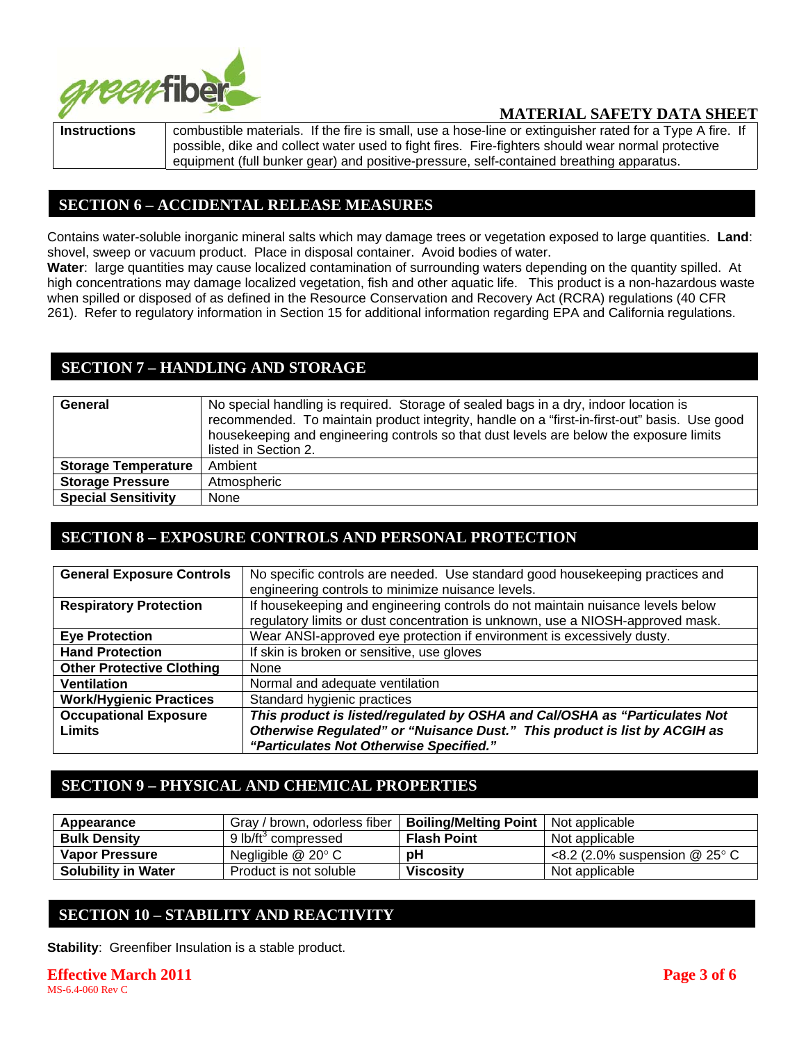| Instructions | combustible materials. If the fire is small, use a hose-line or extinguisher rated for a Type A fire. If possible, dike and collect water used to fight fires. Fire-fighters should wear normal protective equipment (full bunker gear) and positive-pressure, self-contained breathing apparatus. |
|---|---|

## SECTION 6 – ACCIDENTAL RELEASE MEASURES

Contains water-soluble inorganic mineral salts which may damage trees or vegetation exposed to large quantities. **Land**: shovel, sweep or vacuum product. Place in disposal container. Avoid bodies of water.
**Water**: large quantities may cause localized contamination of surrounding waters depending on the quantity spilled. At high concentrations may damage localized vegetation, fish and other aquatic life. This product is a non-hazardous waste when spilled or disposed of as defined in the Resource Conservation and Recovery Act (RCRA) regulations (40 CFR 261). Refer to regulatory information in Section 15 for additional information regarding EPA and California regulations.

## SECTION 7 – HANDLING AND STORAGE

| | |
|---|---|
| **General** | No special handling is required. Storage of sealed bags in a dry, indoor location is recommended. To maintain product integrity, handle on a "first-in-first-out" basis. Use good housekeeping and engineering controls so that dust levels are below the exposure limits listed in Section 2. |
| **Storage Temperature** | Ambient |
| **Storage Pressure** | Atmospheric |
| **Special Sensitivity** | None |

## SECTION 8 – EXPOSURE CONTROLS AND PERSONAL PROTECTION

| | |
|---|---|
| **General Exposure Controls** | No specific controls are needed. Use standard good housekeeping practices and engineering controls to minimize nuisance levels. |
| **Respiratory Protection** | If housekeeping and engineering controls do not maintain nuisance levels below regulatory limits or dust concentration is unknown, use a NIOSH-approved mask. |
| **Eye Protection** | Wear ANSI-approved eye protection if environment is excessively dusty. |
| **Hand Protection** | If skin is broken or sensitive, use gloves |
| **Other Protective Clothing** | None |
| **Ventilation** | Normal and adequate ventilation |
| **Work/Hygienic Practices** | Standard hygienic practices |
| **Occupational Exposure Limits** | ***This product is listed/regulated by OSHA and Cal/OSHA as "Particulates Not Otherwise Regulated" or "Nuisance Dust." This product is list by ACGIH as "Particulates Not Otherwise Specified."*** |

## SECTION 9 – PHYSICAL AND CHEMICAL PROPERTIES

| | | | |
|---|---|---|---|
| **Appearance** | Gray / brown, odorless fiber | **Boiling/Melting Point** | Not applicable |
| **Bulk Density** | 9 lb/ft$^3$ compressed | **Flash Point** | Not applicable |
| **Vapor Pressure** | Negligible @ 20° C | **pH** | <8.2 (2.0% suspension @ 25° C |
| **Solubility in Water** | Product is not soluble | **Viscosity** | Not applicable |

## SECTION 10 – STABILITY AND REACTIVITY

**Stability**: Greenfiber Insulation is a stable product.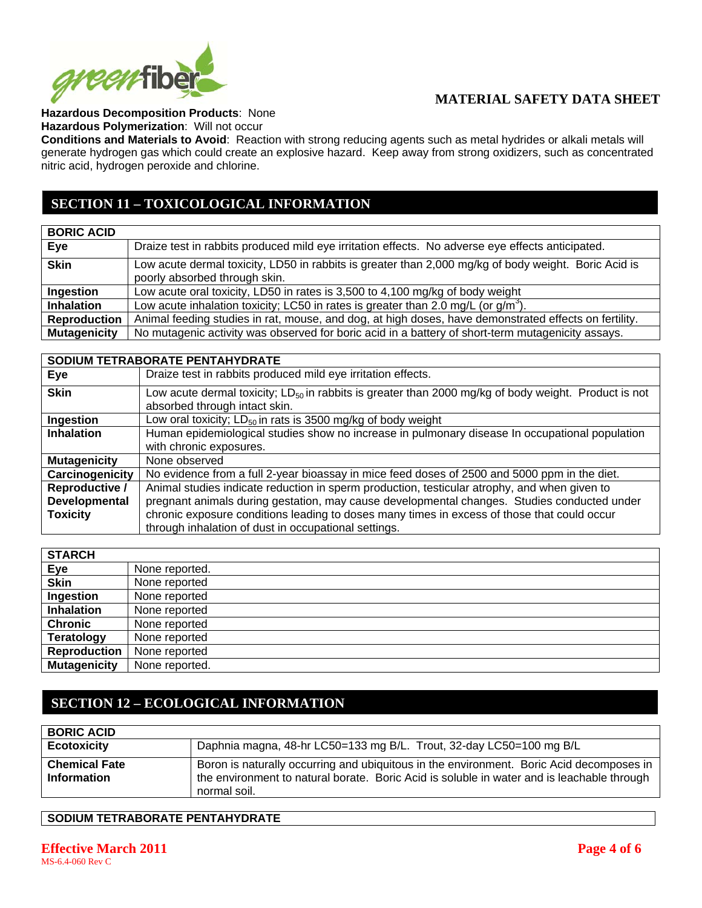**Hazardous Decomposition Products**: None

**Hazardous Polymerization**: Will not occur

**Conditions and Materials to Avoid**: Reaction with strong reducing agents such as metal hydrides or alkali metals will generate hydrogen gas which could create an explosive hazard. Keep away from strong oxidizers, such as concentrated nitric acid, hydrogen peroxide and chlorine.

## SECTION 11 – TOXICOLOGICAL INFORMATION

| BORIC ACID | |
|---|---|
| **Eye** | Draize test in rabbits produced mild eye irritation effects. No adverse eye effects anticipated. |
| **Skin** | Low acute dermal toxicity, LD50 in rabbits is greater than 2,000 mg/kg of body weight. Boric Acid is poorly absorbed through skin. |
| **Ingestion** | Low acute oral toxicity, LD50 in rates is 3,500 to 4,100 mg/kg of body weight |
| **Inhalation** | Low acute inhalation toxicity; LC50 in rates is greater than 2.0 mg/L (or $g/m^3$). |
| **Reproduction** | Animal feeding studies in rat, mouse, and dog, at high doses, have demonstrated effects on fertility. |
| **Mutagenicity** | No mutagenic activity was observed for boric acid in a battery of short-term mutagenicity assays. |

| SODIUM TETRABORATE PENTAHYDRATE | |
|---|---|
| **Eye** | Draize test in rabbits produced mild eye irritation effects. |
| **Skin** | Low acute dermal toxicity; $LD_{50}$ in rabbits is greater than 2000 mg/kg of body weight. Product is not absorbed through intact skin. |
| **Ingestion** | Low oral toxicity; $LD_{50}$ in rats is 3500 mg/kg of body weight |
| **Inhalation** | Human epidemiological studies show no increase in pulmonary disease In occupational population with chronic exposures. |
| **Mutagenicity** | None observed |
| **Carcinogenicity** | No evidence from a full 2-year bioassay in mice feed doses of 2500 and 5000 ppm in the diet. |
| **Reproductive / Developmental Toxicity** | Animal studies indicate reduction in sperm production, testicular atrophy, and when given to pregnant animals during gestation, may cause developmental changes. Studies conducted under chronic exposure conditions leading to doses many times in excess of those that could occur through inhalation of dust in occupational settings. |

| STARCH | |
|---|---|
| **Eye** | None reported. |
| **Skin** | None reported |
| **Ingestion** | None reported |
| **Inhalation** | None reported |
| **Chronic** | None reported |
| **Teratology** | None reported |
| **Reproduction** | None reported |
| **Mutagenicity** | None reported. |

## SECTION 12 – ECOLOGICAL INFORMATION

| BORIC ACID | |
|---|---|
| **Ecotoxicity** | Daphnia magna, 48-hr LC50=133 mg B/L. Trout, 32-day LC50=100 mg B/L |
| **Chemical Fate Information** | Boron is naturally occurring and ubiquitous in the environment. Boric Acid decomposes in the environment to natural borate. Boric Acid is soluble in water and is leachable through normal soil. |

| SODIUM TETRABORATE PENTAHYDRATE |
|---|

Effective March 2011

MS-6.4-060 Rev C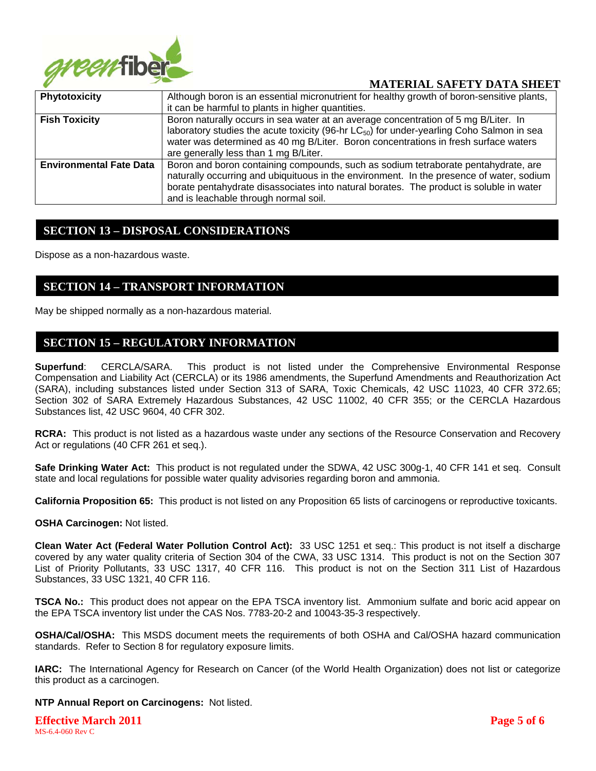| Phytotoxicity | Although boron is an essential micronutrient for healthy growth of boron-sensitive plants, it can be harmful to plants in higher quantities. |
|---|---|
| **Fish Toxicity** | Boron naturally occurs in sea water at an average concentration of 5 mg B/Liter. In laboratory studies the acute toxicity (96-hr $LC_{50}$) for under-yearling Coho Salmon in sea water was determined as 40 mg B/Liter. Boron concentrations in fresh surface waters are generally less than 1 mg B/Liter. |
| **Environmental Fate Data** | Boron and boron containing compounds, such as sodium tetraborate pentahydrate, are naturally occurring and ubiquituous in the environment. In the presence of water, sodium borate pentahydrate disassociates into natural borates. The product is soluble in water and is leachable through normal soil. |

## SECTION 13 – DISPOSAL CONSIDERATIONS

Dispose as a non-hazardous waste.

## SECTION 14 – TRANSPORT INFORMATION

May be shipped normally as a non-hazardous material.

## SECTION 15 – REGULATORY INFORMATION

**Superfund**: CERCLA/SARA. This product is not listed under the Comprehensive Environmental Response Compensation and Liability Act (CERCLA) or its 1986 amendments, the Superfund Amendments and Reauthorization Act (SARA), including substances listed under Section 313 of SARA, Toxic Chemicals, 42 USC 11023, 40 CFR 372.65; Section 302 of SARA Extremely Hazardous Substances, 42 USC 11002, 40 CFR 355; or the CERCLA Hazardous Substances list, 42 USC 9604, 40 CFR 302.

**RCRA:** This product is not listed as a hazardous waste under any sections of the Resource Conservation and Recovery Act or regulations (40 CFR 261 et seq.).

**Safe Drinking Water Act:** This product is not regulated under the SDWA, 42 USC 300g-1, 40 CFR 141 et seq. Consult state and local regulations for possible water quality advisories regarding boron and ammonia.

**California Proposition 65:** This product is not listed on any Proposition 65 lists of carcinogens or reproductive toxicants.

**OSHA Carcinogen:** Not listed.

**Clean Water Act (Federal Water Pollution Control Act):** 33 USC 1251 et seq.: This product is not itself a discharge covered by any water quality criteria of Section 304 of the CWA, 33 USC 1314. This product is not on the Section 307 List of Priority Pollutants, 33 USC 1317, 40 CFR 116. This product is not on the Section 311 List of Hazardous Substances, 33 USC 1321, 40 CFR 116.

**TSCA No.:** This product does not appear on the EPA TSCA inventory list. Ammonium sulfate and boric acid appear on the EPA TSCA inventory list under the CAS Nos. 7783-20-2 and 10043-35-3 respectively.

**OSHA/Cal/OSHA:** This MSDS document meets the requirements of both OSHA and Cal/OSHA hazard communication standards. Refer to Section 8 for regulatory exposure limits.

**IARC:** The International Agency for Research on Cancer (of the World Health Organization) does not list or categorize this product as a carcinogen.

**NTP Annual Report on Carcinogens:** Not listed.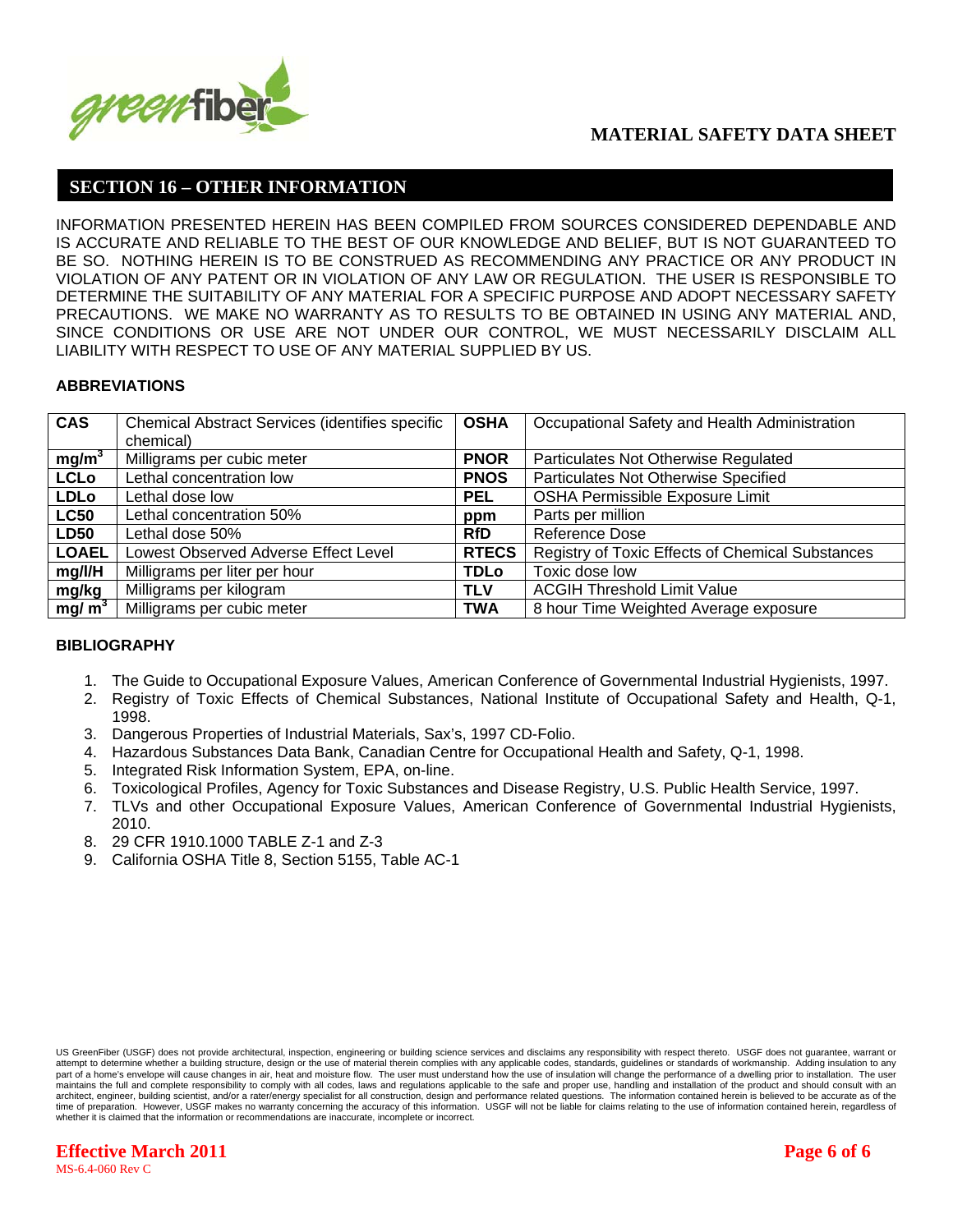MATERIAL SAFETY DATA SHEET

## SECTION 16 – OTHER INFORMATION

INFORMATION PRESENTED HEREIN HAS BEEN COMPILED FROM SOURCES CONSIDERED DEPENDABLE AND IS ACCURATE AND RELIABLE TO THE BEST OF OUR KNOWLEDGE AND BELIEF, BUT IS NOT GUARANTEED TO BE SO. NOTHING HEREIN IS TO BE CONSTRUED AS RECOMMENDING ANY PRACTICE OR ANY PRODUCT IN VIOLATION OF ANY PATENT OR IN VIOLATION OF ANY LAW OR REGULATION. THE USER IS RESPONSIBLE TO DETERMINE THE SUITABILITY OF ANY MATERIAL FOR A SPECIFIC PURPOSE AND ADOPT NECESSARY SAFETY PRECAUTIONS. WE MAKE NO WARRANTY AS TO RESULTS TO BE OBTAINED IN USING ANY MATERIAL AND, SINCE CONDITIONS OR USE ARE NOT UNDER OUR CONTROL, WE MUST NECESSARILY DISCLAIM ALL LIABILITY WITH RESPECT TO USE OF ANY MATERIAL SUPPLIED BY US.

### ABBREVIATIONS

| | | | |
|---|---|---|---|
| **CAS** | Chemical Abstract Services (identifies specific chemical) | **OSHA** | Occupational Safety and Health Administration |
| **$mg/m^3$** | Milligrams per cubic meter | **PNOR** | Particulates Not Otherwise Regulated |
| **LCLo** | Lethal concentration low | **PNOS** | Particulates Not Otherwise Specified |
| **LDLo** | Lethal dose low | **PEL** | OSHA Permissible Exposure Limit |
| **LC50** | Lethal concentration 50% | **ppm** | Parts per million |
| **LD50** | Lethal dose 50% | **RfD** | Reference Dose |
| **LOAEL** | Lowest Observed Adverse Effect Level | **RTECS** | Registry of Toxic Effects of Chemical Substances |
| **mg/l/H** | Milligrams per liter per hour | **TDLo** | Toxic dose low |
| **mg/kg** | Milligrams per kilogram | **TLV** | ACGIH Threshold Limit Value |
| **$mg/\ m^3$** | Milligrams per cubic meter | **TWA** | 8 hour Time Weighted Average exposure |

### BIBLIOGRAPHY

1. The Guide to Occupational Exposure Values, American Conference of Governmental Industrial Hygienists, 1997.
2. Registry of Toxic Effects of Chemical Substances, National Institute of Occupational Safety and Health, Q-1, 1998.
3. Dangerous Properties of Industrial Materials, Sax's, 1997 CD-Folio.
4. Hazardous Substances Data Bank, Canadian Centre for Occupational Health and Safety, Q-1, 1998.
5. Integrated Risk Information System, EPA, on-line.
6. Toxicological Profiles, Agency for Toxic Substances and Disease Registry, U.S. Public Health Service, 1997.
7. TLVs and other Occupational Exposure Values, American Conference of Governmental Industrial Hygienists, 2010.
8. 29 CFR 1910.1000 TABLE Z-1 and Z-3
9. California OSHA Title 8, Section 5155, Table AC-1

US GreenFiber (USGF) does not provide architectural, inspection, engineering or building science services and disclaims any responsibility with respect thereto. USGF does not guarantee, warrant or attempt to determine whether a building structure, design or the use of material therein complies with any applicable codes, standards, guidelines or standards of workmanship. Adding insulation to any part of a home's envelope will cause changes in air, heat and moisture flow. The user must understand how the use of insulation will change the performance of a dwelling prior to installation. The user maintains the full and complete responsibility to comply with all codes, laws and regulations applicable to the safe and proper use, handling and installation of the product and should consult with an architect, engineer, building scientist, and/or a rater/energy specialist for all construction, design and performance related questions. The information contained herein is believed to be accurate as of the time of preparation. However, USGF makes no warranty concerning the accuracy of this information. USGF will not be liable for claims relating to the use of information contained herein, regardless of whether it is claimed that the information or recommendations are inaccurate, incomplete or incorrect.

**Effective March 2011**

MS-6.4-060 Rev C